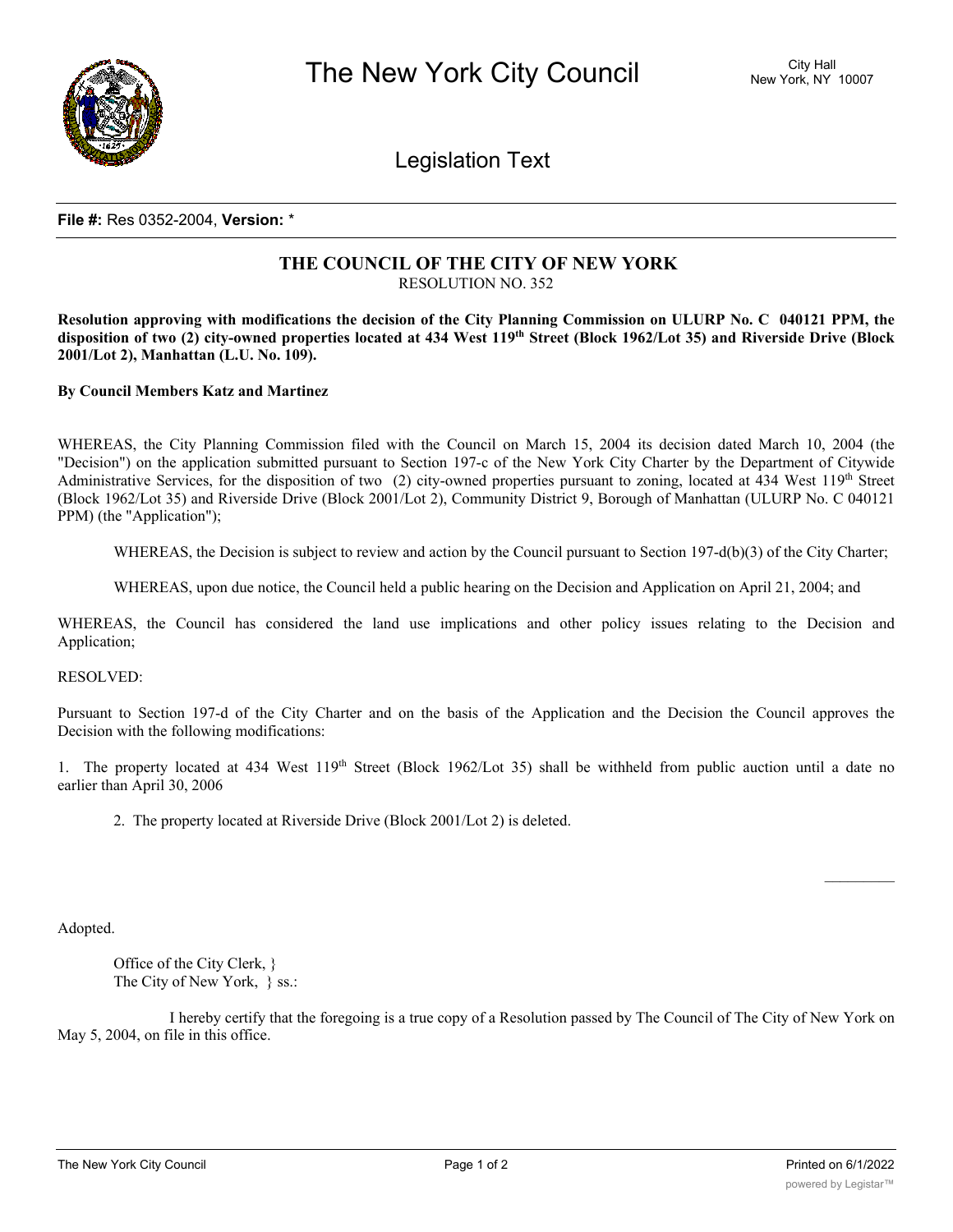# The New York City Council

City Hall
New York, NY 10007

## Legislation Text

**File #:** Res 0352-2004, **Version:** *

## THE COUNCIL OF THE CITY OF NEW YORK

RESOLUTION NO. 352

**Resolution approving with modifications the decision of the City Planning Commission on ULURP No. C 040121 PPM, the disposition of two (2) city-owned properties located at 434 West 119th Street (Block 1962/Lot 35) and Riverside Drive (Block 2001/Lot 2), Manhattan (L.U. No. 109).**

**By Council Members Katz and Martinez**

WHEREAS, the City Planning Commission filed with the Council on March 15, 2004 its decision dated March 10, 2004 (the "Decision") on the application submitted pursuant to Section 197-c of the New York City Charter by the Department of Citywide Administrative Services, for the disposition of two (2) city-owned properties pursuant to zoning, located at 434 West 119th Street (Block 1962/Lot 35) and Riverside Drive (Block 2001/Lot 2), Community District 9, Borough of Manhattan (ULURP No. C 040121 PPM) (the "Application");

WHEREAS, the Decision is subject to review and action by the Council pursuant to Section 197-d(b)(3) of the City Charter;

WHEREAS, upon due notice, the Council held a public hearing on the Decision and Application on April 21, 2004; and

WHEREAS, the Council has considered the land use implications and other policy issues relating to the Decision and Application;

RESOLVED:

Pursuant to Section 197-d of the City Charter and on the basis of the Application and the Decision the Council approves the Decision with the following modifications:

1. The property located at 434 West 119th Street (Block 1962/Lot 35) shall be withheld from public auction until a date no earlier than April 30, 2006

2. The property located at Riverside Drive (Block 2001/Lot 2) is deleted.

Adopted.

Office of the City Clerk, }
The City of New York, } ss.:

I hereby certify that the foregoing is a true copy of a Resolution passed by The Council of The City of New York on May 5, 2004, on file in this office.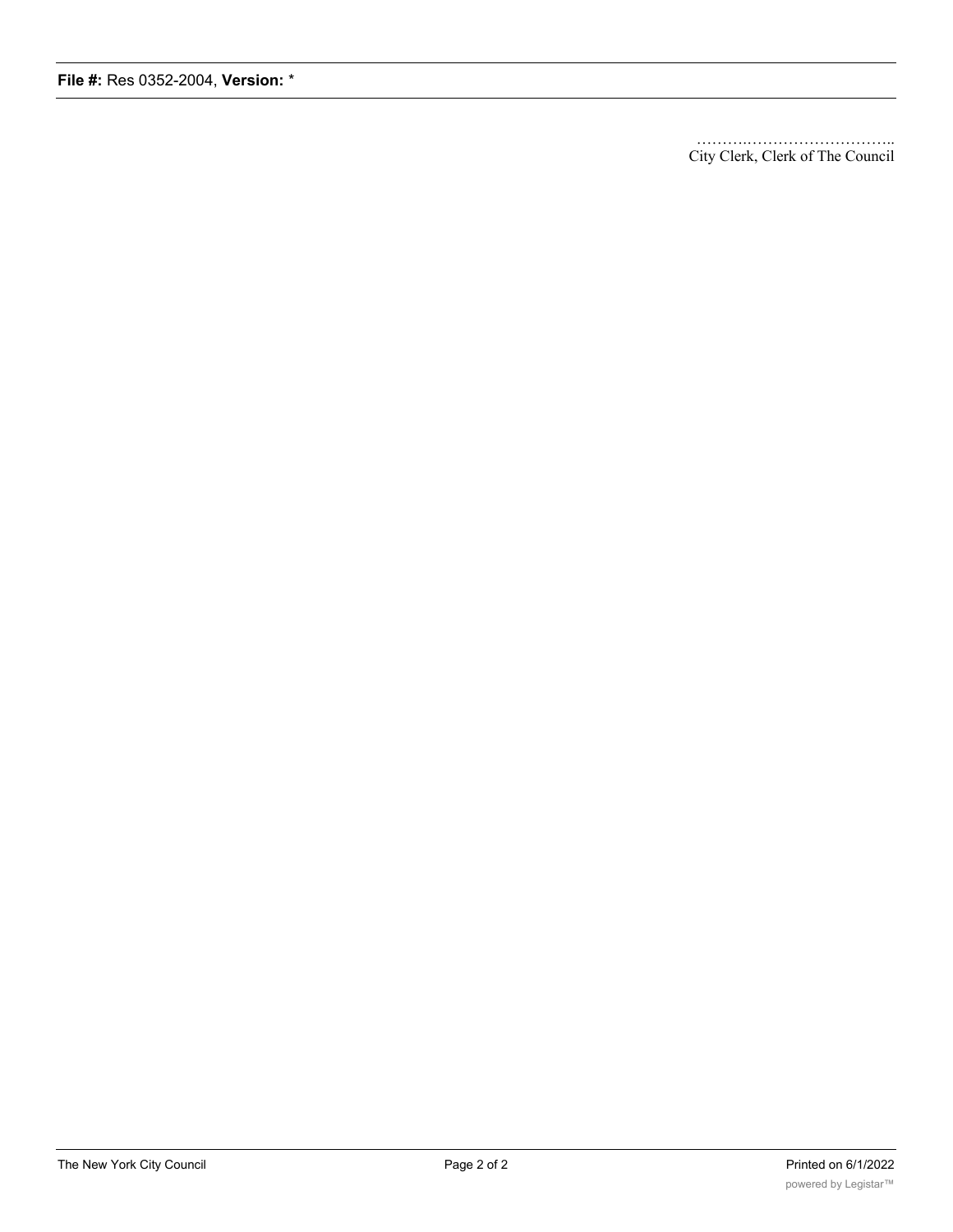……….………………………..
City Clerk, Clerk of The Council